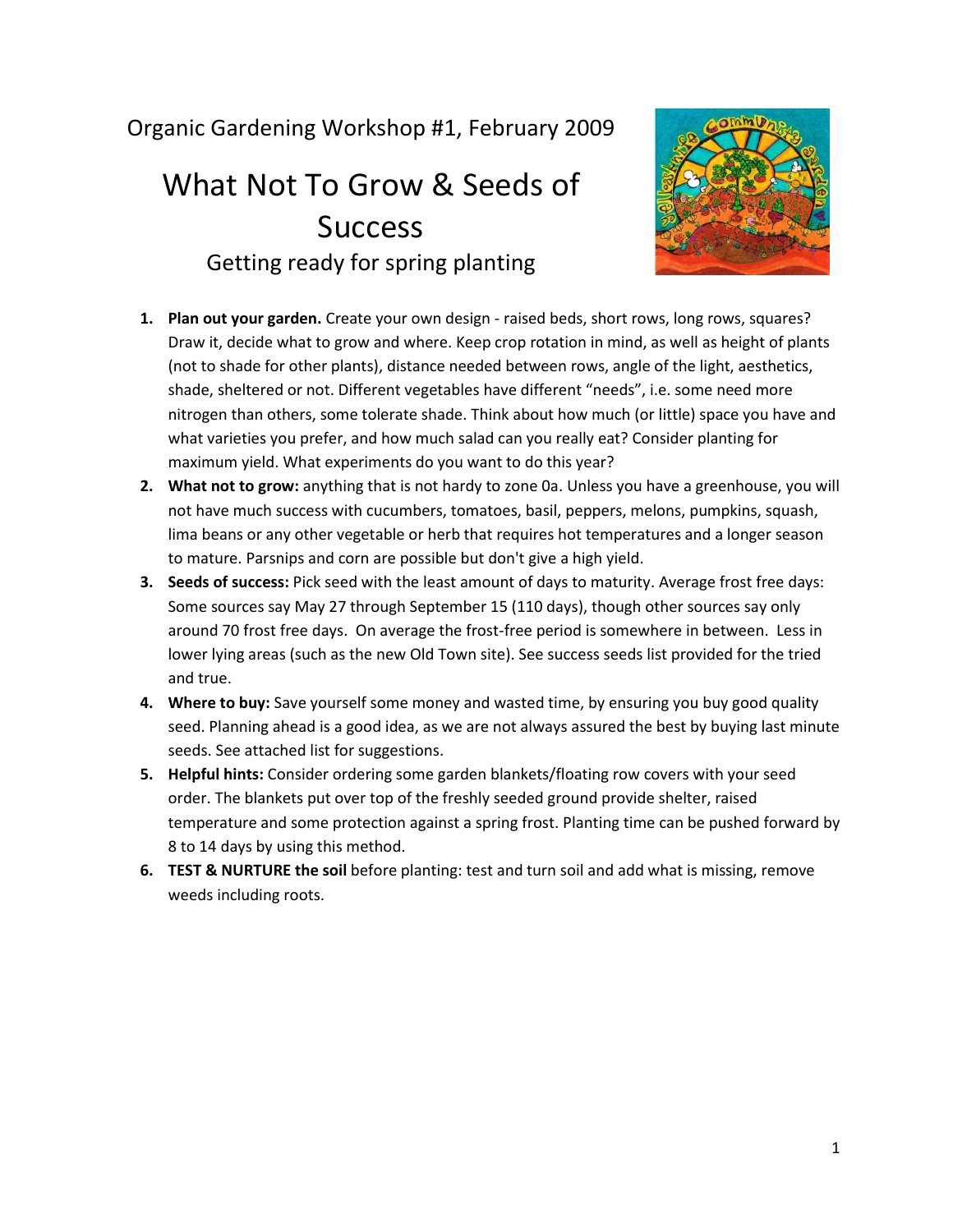Organic Gardening Workshop #1, February 2009

# What Not To Grow & Seeds of Success

## Getting ready for spring planting

1. **Plan out your garden.** Create your own design - raised beds, short rows, long rows, squares? Draw it, decide what to grow and where. Keep crop rotation in mind, as well as height of plants (not to shade for other plants), distance needed between rows, angle of the light, aesthetics, shade, sheltered or not. Different vegetables have different "needs", i.e. some need more nitrogen than others, some tolerate shade. Think about how much (or little) space you have and what varieties you prefer, and how much salad can you really eat? Consider planting for maximum yield. What experiments do you want to do this year?
2. **What not to grow:** anything that is not hardy to zone 0a. Unless you have a greenhouse, you will not have much success with cucumbers, tomatoes, basil, peppers, melons, pumpkins, squash, lima beans or any other vegetable or herb that requires hot temperatures and a longer season to mature. Parsnips and corn are possible but don't give a high yield.
3. **Seeds of success:** Pick seed with the least amount of days to maturity. Average frost free days: Some sources say May 27 through September 15 (110 days), though other sources say only around 70 frost free days. On average the frost-free period is somewhere in between. Less in lower lying areas (such as the new Old Town site). See success seeds list provided for the tried and true.
4. **Where to buy:** Save yourself some money and wasted time, by ensuring you buy good quality seed. Planning ahead is a good idea, as we are not always assured the best by buying last minute seeds. See attached list for suggestions.
5. **Helpful hints:** Consider ordering some garden blankets/floating row covers with your seed order. The blankets put over top of the freshly seeded ground provide shelter, raised temperature and some protection against a spring frost. Planting time can be pushed forward by 8 to 14 days by using this method.
6. **TEST & NURTURE the soil** before planting: test and turn soil and add what is missing, remove weeds including roots.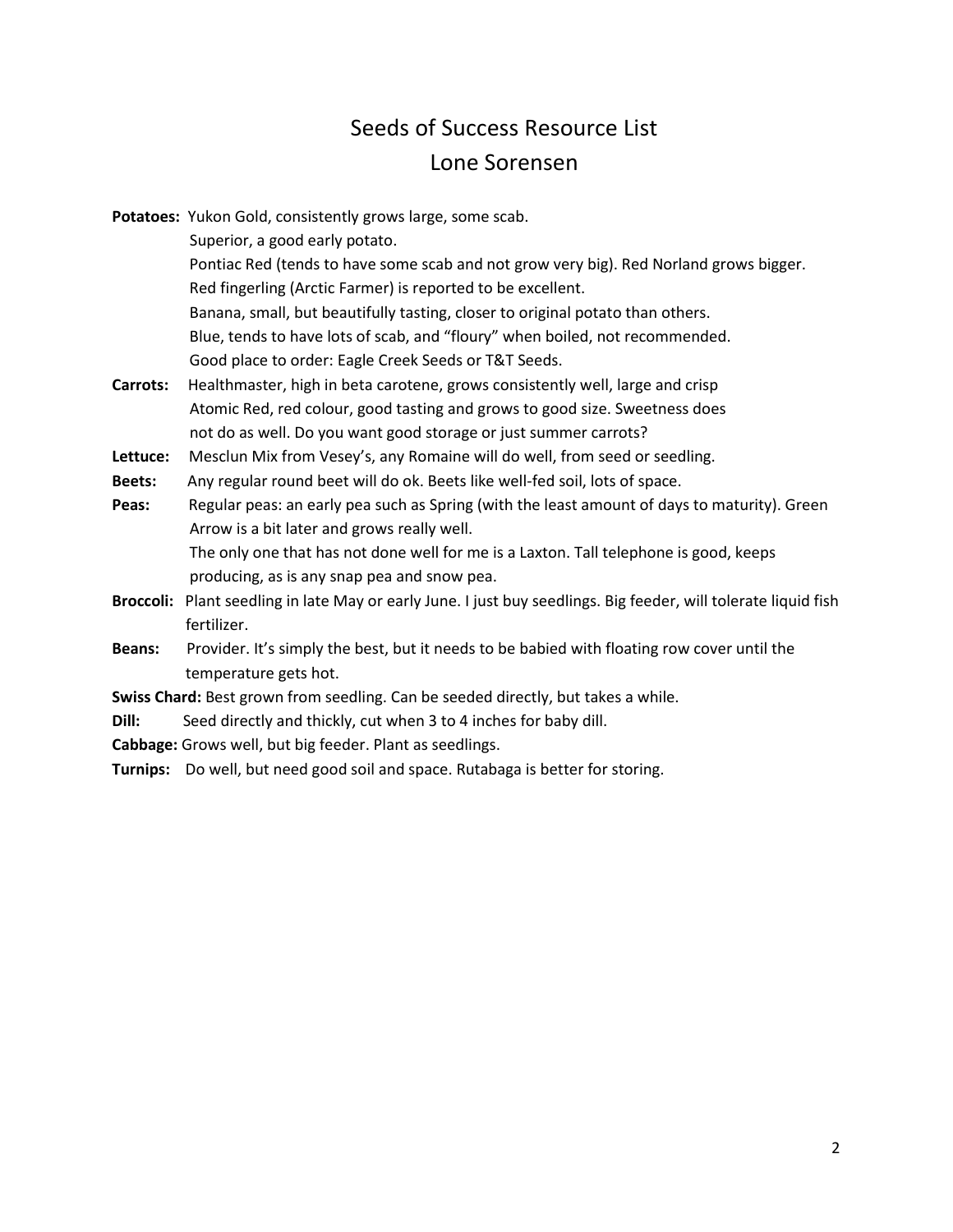# Seeds of Success Resource List

## Lone Sorensen

**Potatoes:** Yukon Gold, consistently grows large, some scab.
Superior, a good early potato.
Pontiac Red (tends to have some scab and not grow very big). Red Norland grows bigger.
Red fingerling (Arctic Farmer) is reported to be excellent.
Banana, small, but beautifully tasting, closer to original potato than others.
Blue, tends to have lots of scab, and “floury” when boiled, not recommended.
Good place to order: Eagle Creek Seeds or T&T Seeds.

**Carrots:** Healthmaster, high in beta carotene, grows consistently well, large and crisp
Atomic Red, red colour, good tasting and grows to good size. Sweetness does not do as well. Do you want good storage or just summer carrots?

**Lettuce:** Mesclun Mix from Vesey’s, any Romaine will do well, from seed or seedling.

**Beets:** Any regular round beet will do ok. Beets like well-fed soil, lots of space.

**Peas:** Regular peas: an early pea such as Spring (with the least amount of days to maturity). Green Arrow is a bit later and grows really well.
The only one that has not done well for me is a Laxton. Tall telephone is good, keeps producing, as is any snap pea and snow pea.

**Broccoli:** Plant seedling in late May or early June. I just buy seedlings. Big feeder, will tolerate liquid fish fertilizer.

**Beans:** Provider. It’s simply the best, but it needs to be babied with floating row cover until the temperature gets hot.

**Swiss Chard:** Best grown from seedling. Can be seeded directly, but takes a while.

**Dill:** Seed directly and thickly, cut when 3 to 4 inches for baby dill.

**Cabbage:** Grows well, but big feeder. Plant as seedlings.

**Turnips:** Do well, but need good soil and space. Rutabaga is better for storing.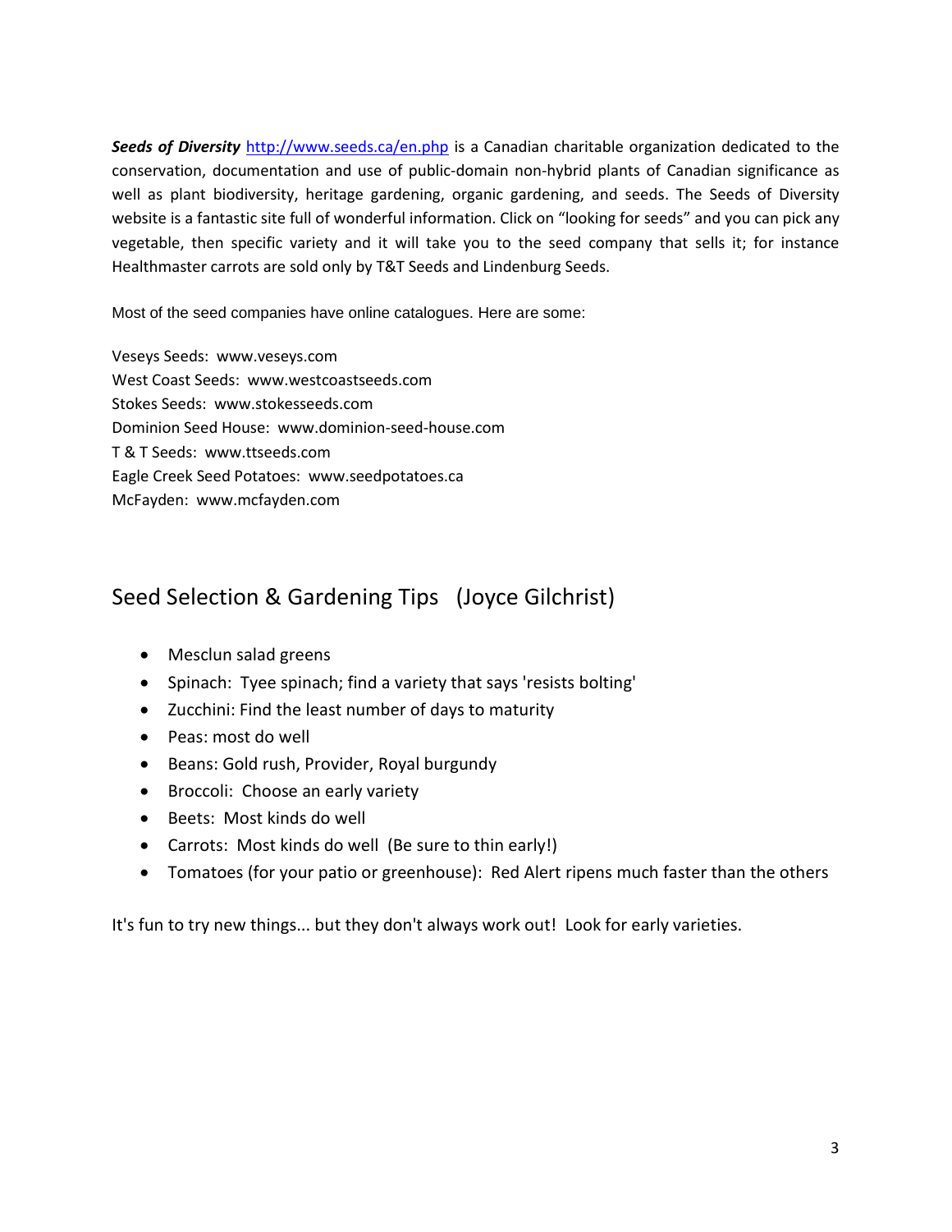***Seeds of Diversity*** [http://www.seeds.ca/en.php](http://www.seeds.ca/en.php) is a Canadian charitable organization dedicated to the conservation, documentation and use of public-domain non-hybrid plants of Canadian significance as well as plant biodiversity, heritage gardening, organic gardening, and seeds. The Seeds of Diversity website is a fantastic site full of wonderful information. Click on "looking for seeds" and you can pick any vegetable, then specific variety and it will take you to the seed company that sells it; for instance Healthmaster carrots are sold only by T&T Seeds and Lindenburg Seeds.

Most of the seed companies have online catalogues. Here are some:

Veseys Seeds: www.veseys.com
West Coast Seeds: www.westcoastseeds.com
Stokes Seeds: www.stokesseeds.com
Dominion Seed House: www.dominion-seed-house.com
T & T Seeds: www.ttseeds.com
Eagle Creek Seed Potatoes: www.seedpotatoes.ca
McFayden: www.mcfayden.com

## Seed Selection & Gardening Tips (Joyce Gilchrist)

- Mesclun salad greens
- Spinach: Tyee spinach; find a variety that says 'resists bolting'
- Zucchini: Find the least number of days to maturity
- Peas: most do well
- Beans: Gold rush, Provider, Royal burgundy
- Broccoli: Choose an early variety
- Beets: Most kinds do well
- Carrots: Most kinds do well (Be sure to thin early!)
- Tomatoes (for your patio or greenhouse): Red Alert ripens much faster than the others

It's fun to try new things... but they don't always work out! Look for early varieties.